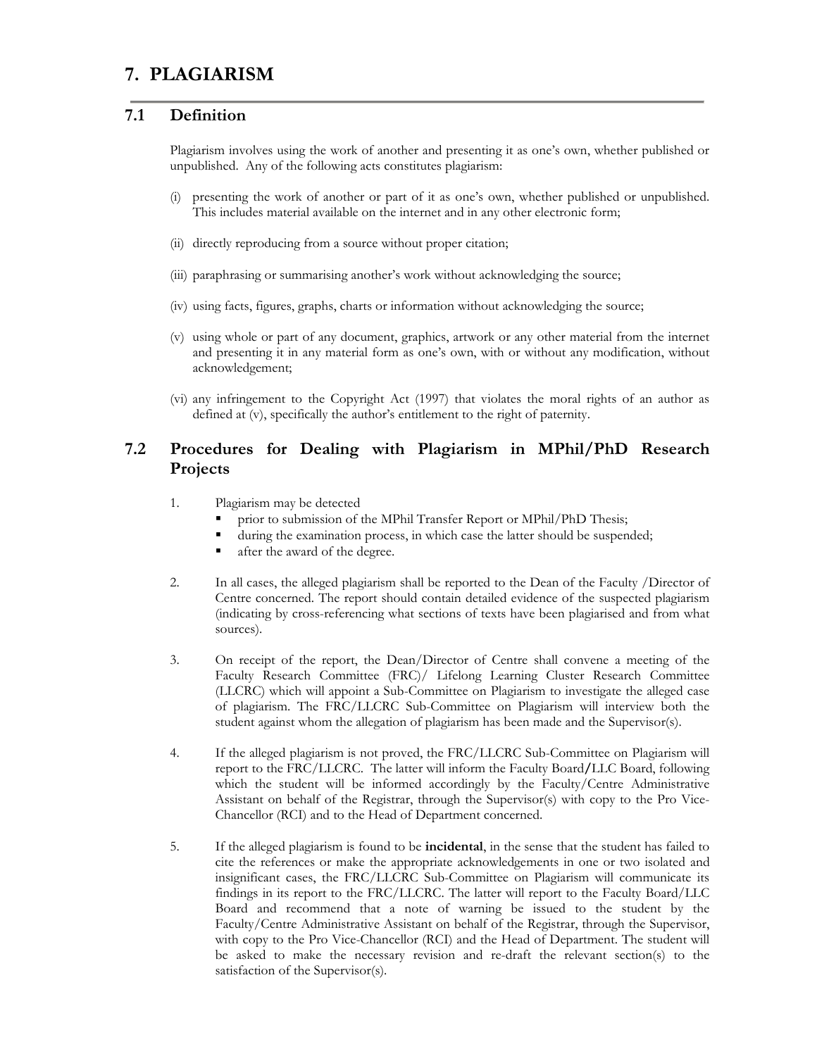# 7. PLAGIARISM

## 7.1 Definition

Plagiarism involves using the work of another and presenting it as one's own, whether published or unpublished. Any of the following acts constitutes plagiarism:

(i) presenting the work of another or part of it as one's own, whether published or unpublished. This includes material available on the internet and in any other electronic form;

(ii) directly reproducing from a source without proper citation;

(iii) paraphrasing or summarising another's work without acknowledging the source;

(iv) using facts, figures, graphs, charts or information without acknowledging the source;

(v) using whole or part of any document, graphics, artwork or any other material from the internet and presenting it in any material form as one's own, with or without any modification, without acknowledgement;

(vi) any infringement to the Copyright Act (1997) that violates the moral rights of an author as defined at (v), specifically the author's entitlement to the right of paternity.

## 7.2 Procedures for Dealing with Plagiarism in MPhil/PhD Research Projects

1. Plagiarism may be detected
   - prior to submission of the MPhil Transfer Report or MPhil/PhD Thesis;
   - during the examination process, in which case the latter should be suspended;
   - after the award of the degree.

2. In all cases, the alleged plagiarism shall be reported to the Dean of the Faculty /Director of Centre concerned. The report should contain detailed evidence of the suspected plagiarism (indicating by cross-referencing what sections of texts have been plagiarised and from what sources).

3. On receipt of the report, the Dean/Director of Centre shall convene a meeting of the Faculty Research Committee (FRC)/ Lifelong Learning Cluster Research Committee (LLCRC) which will appoint a Sub-Committee on Plagiarism to investigate the alleged case of plagiarism. The FRC/LLCRC Sub-Committee on Plagiarism will interview both the student against whom the allegation of plagiarism has been made and the Supervisor(s).

4. If the alleged plagiarism is not proved, the FRC/LLCRC Sub-Committee on Plagiarism will report to the FRC/LLCRC. The latter will inform the Faculty Board/LLC Board, following which the student will be informed accordingly by the Faculty/Centre Administrative Assistant on behalf of the Registrar, through the Supervisor(s) with copy to the Pro Vice-Chancellor (RCI) and to the Head of Department concerned.

5. If the alleged plagiarism is found to be **incidental**, in the sense that the student has failed to cite the references or make the appropriate acknowledgements in one or two isolated and insignificant cases, the FRC/LLCRC Sub-Committee on Plagiarism will communicate its findings in its report to the FRC/LLCRC. The latter will report to the Faculty Board/LLC Board and recommend that a note of warning be issued to the student by the Faculty/Centre Administrative Assistant on behalf of the Registrar, through the Supervisor, with copy to the Pro Vice-Chancellor (RCI) and the Head of Department. The student will be asked to make the necessary revision and re-draft the relevant section(s) to the satisfaction of the Supervisor(s).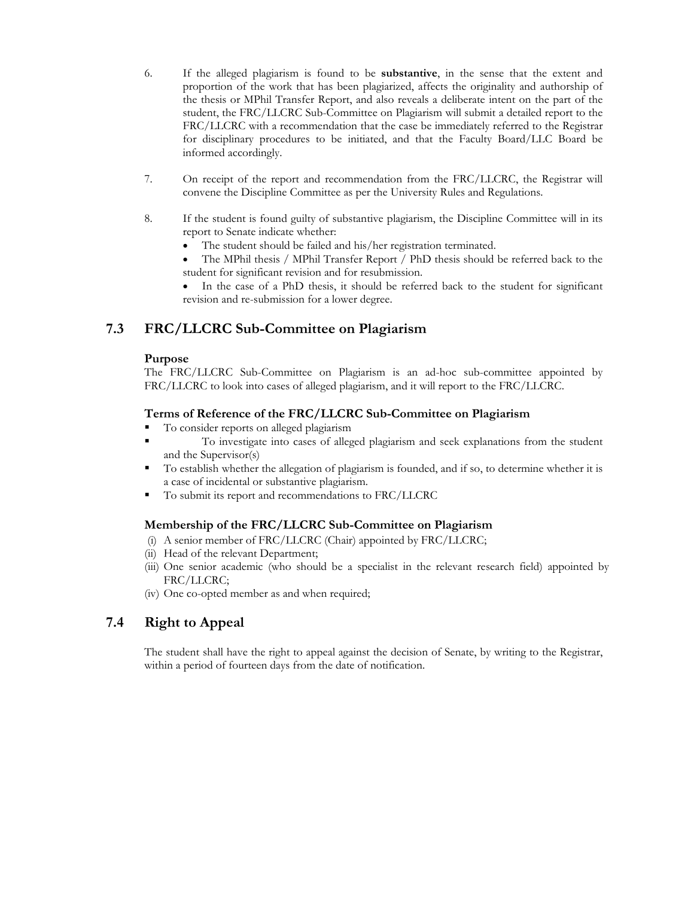6. If the alleged plagiarism is found to be **substantive**, in the sense that the extent and proportion of the work that has been plagiarized, affects the originality and authorship of the thesis or MPhil Transfer Report, and also reveals a deliberate intent on the part of the student, the FRC/LLCRC Sub-Committee on Plagiarism will submit a detailed report to the FRC/LLCRC with a recommendation that the case be immediately referred to the Registrar for disciplinary procedures to be initiated, and that the Faculty Board/LLC Board be informed accordingly.

7. On receipt of the report and recommendation from the FRC/LLCRC, the Registrar will convene the Discipline Committee as per the University Rules and Regulations.

8. If the student is found guilty of substantive plagiarism, the Discipline Committee will in its report to Senate indicate whether:
   - The student should be failed and his/her registration terminated.
   - The MPhil thesis / MPhil Transfer Report / PhD thesis should be referred back to the student for significant revision and for resubmission.
   - In the case of a PhD thesis, it should be referred back to the student for significant revision and re-submission for a lower degree.

## 7.3 FRC/LLCRC Sub-Committee on Plagiarism

**Purpose**

The FRC/LLCRC Sub-Committee on Plagiarism is an ad-hoc sub-committee appointed by FRC/LLCRC to look into cases of alleged plagiarism, and it will report to the FRC/LLCRC.

**Terms of Reference of the FRC/LLCRC Sub-Committee on Plagiarism**

- To consider reports on alleged plagiarism
- To investigate into cases of alleged plagiarism and seek explanations from the student and the Supervisor(s)
- To establish whether the allegation of plagiarism is founded, and if so, to determine whether it is a case of incidental or substantive plagiarism.
- To submit its report and recommendations to FRC/LLCRC

**Membership of the FRC/LLCRC Sub-Committee on Plagiarism**

(i) A senior member of FRC/LLCRC (Chair) appointed by FRC/LLCRC;
(ii) Head of the relevant Department;
(iii) One senior academic (who should be a specialist in the relevant research field) appointed by FRC/LLCRC;
(iv) One co-opted member as and when required;

## 7.4 Right to Appeal

The student shall have the right to appeal against the decision of Senate, by writing to the Registrar, within a period of fourteen days from the date of notification.